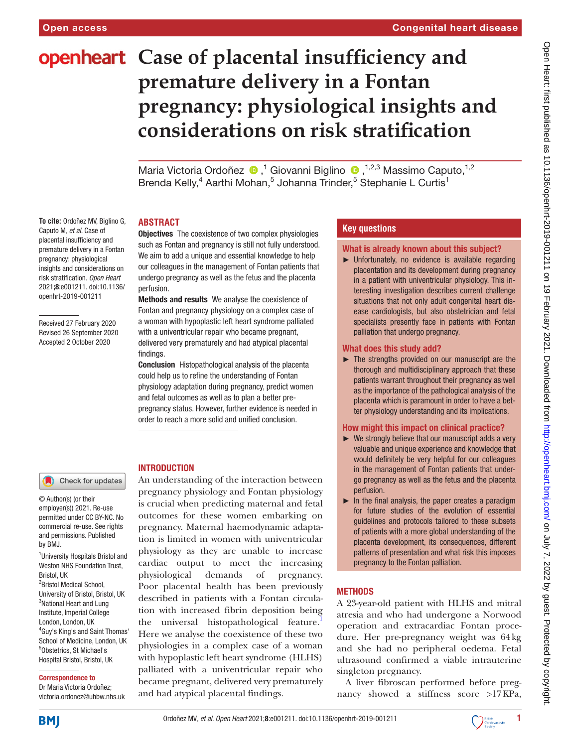# Case of placental insufficiency and premature delivery in a Fontan pregnancy: physiological insights and considerations on risk stratification

Maria Victoria Ordoñez,[1] Giovanni Biglino,[1,2,3] Massimo Caputo,[1,2] Brenda Kelly,[4] Aarthi Mohan,[5] Johanna Trinder,[5] Stephanie L Curtis[1]

**To cite:** Ordoñez MV, Biglino G, Caputo M, *et al*. Case of placental insufficiency and premature delivery in a Fontan pregnancy: physiological insights and considerations on risk stratification. *Open Heart* 2021;**8**:e001211. doi:10.1136/openhrt-2019-001211

Received 27 February 2020
Revised 26 September 2020
Accepted 2 October 2020

© Author(s) (or their employer(s)) 2021. Re-use permitted under CC BY-NC. No commercial re-use. See rights and permissions. Published by BMJ.

[1]University Hospitals Bristol and Weston NHS Foundation Trust, Bristol, UK
[2]Bristol Medical School, University of Bristol, Bristol, UK
[3]National Heart and Lung Institute, Imperial College London, London, UK
[4]Guy's King's and Saint Thomas' School of Medicine, London, UK
[5]Obstetrics, St Michael's Hospital Bristol, Bristol, UK

**Correspondence to**
Dr Maria Victoria Ordoñez; victoria.ordonez@uhbw.nhs.uk

## ABSTRACT

**Objectives** The coexistence of two complex physiologies such as Fontan and pregnancy is still not fully understood. We aim to add a unique and essential knowledge to help our colleagues in the management of Fontan patients that undergo pregnancy as well as the fetus and the placenta perfusion.

**Methods and results** We analyse the coexistence of Fontan and pregnancy physiology on a complex case of a woman with hypoplastic left heart syndrome palliated with a univentricular repair who became pregnant, delivered very prematurely and had atypical placental findings.

**Conclusion** Histopathological analysis of the placenta could help us to refine the understanding of Fontan physiology adaptation during pregnancy, predict women and fetal outcomes as well as to plan a better pre-pregnancy status. However, further evidence is needed in order to reach a more solid and unified conclusion.

## Key questions

### What is already known about this subject?

- Unfortunately, no evidence is available regarding placentation and its development during pregnancy in a patient with univentricular physiology. This interesting investigation describes current challenge situations that not only adult congenital heart disease cardiologists, but also obstetrician and fetal specialists presently face in patients with Fontan palliation that undergo pregnancy.

### What does this study add?

- The strengths provided on our manuscript are the thorough and multidisciplinary approach that these patients warrant throughout their pregnancy as well as the importance of the pathological analysis of the placenta which is paramount in order to have a better physiology understanding and its implications.

### How might this impact on clinical practice?

- We strongly believe that our manuscript adds a very valuable and unique experience and knowledge that would definitely be very helpful for our colleagues in the management of Fontan patients that undergo pregnancy as well as the fetus and the placenta perfusion.
- In the final analysis, the paper creates a paradigm for future studies of the evolution of essential guidelines and protocols tailored to these subsets of patients with a more global understanding of the placenta development, its consequences, different patterns of presentation and what risk this imposes pregnancy to the Fontan palliation.

## INTRODUCTION

An understanding of the interaction between pregnancy physiology and Fontan physiology is crucial when predicting maternal and fetal outcomes for these women embarking on pregnancy. Maternal haemodynamic adaptation is limited in women with univentricular physiology as they are unable to increase cardiac output to meet the increasing physiological demands of pregnancy. Poor placental health has been previously described in patients with a Fontan circulation with increased fibrin deposition being the universal histopathological feature.[1] Here we analyse the coexistence of these two physiologies in a complex case of a woman with hypoplastic left heart syndrome (HLHS) palliated with a univentricular repair who became pregnant, delivered very prematurely and had atypical placental findings.

## METHODS

A 23-year-old patient with HLHS and mitral atresia and who had undergone a Norwood operation and extracardiac Fontan procedure. Her pre-pregnancy weight was 64 kg and she had no peripheral oedema. Fetal ultrasound confirmed a viable intrauterine singleton pregnancy.

A liver fibroscan performed before pregnancy showed a stiffness score >17 KPa,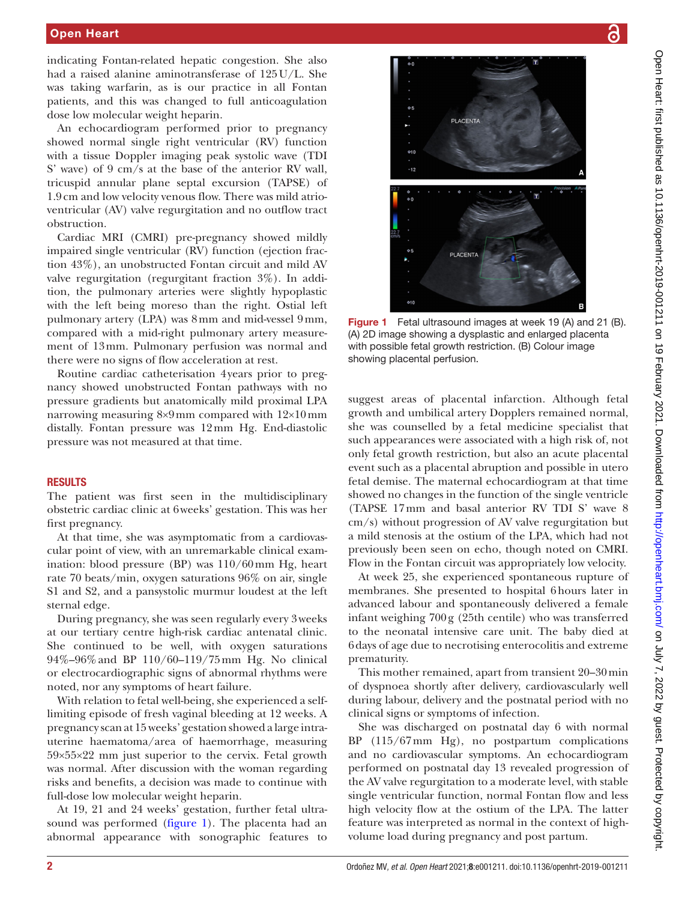indicating Fontan-related hepatic congestion. She also had a raised alanine aminotransferase of 125 U/L. She was taking warfarin, as is our practice in all Fontan patients, and this was changed to full anticoagulation dose low molecular weight heparin.

An echocardiogram performed prior to pregnancy showed normal single right ventricular (RV) function with a tissue Doppler imaging peak systolic wave (TDI S' wave) of 9 cm/s at the base of the anterior RV wall, tricuspid annular plane septal excursion (TAPSE) of 1.9 cm and low velocity venous flow. There was mild atrioventricular (AV) valve regurgitation and no outflow tract obstruction.

Cardiac MRI (CMRI) pre-pregnancy showed mildly impaired single ventricular (RV) function (ejection fraction 43%), an unobstructed Fontan circuit and mild AV valve regurgitation (regurgitant fraction 3%). In addition, the pulmonary arteries were slightly hypoplastic with the left being moreso than the right. Ostial left pulmonary artery (LPA) was 8 mm and mid-vessel 9 mm, compared with a mid-right pulmonary artery measurement of 13 mm. Pulmonary perfusion was normal and there were no signs of flow acceleration at rest.

Routine cardiac catheterisation 4 years prior to pregnancy showed unobstructed Fontan pathways with no pressure gradients but anatomically mild proximal LPA narrowing measuring 8×9 mm compared with 12×10 mm distally. Fontan pressure was 12 mm Hg. End-diastolic pressure was not measured at that time.

## RESULTS

The patient was first seen in the multidisciplinary obstetric cardiac clinic at 6 weeks' gestation. This was her first pregnancy.

At that time, she was asymptomatic from a cardiovascular point of view, with an unremarkable clinical examination: blood pressure (BP) was 110/60 mm Hg, heart rate 70 beats/min, oxygen saturations 96% on air, single S1 and S2, and a pansystolic murmur loudest at the left sternal edge.

During pregnancy, she was seen regularly every 3 weeks at our tertiary centre high-risk cardiac antenatal clinic. She continued to be well, with oxygen saturations 94%–96% and BP 110/60–119/75 mm Hg. No clinical or electrocardiographic signs of abnormal rhythms were noted, nor any symptoms of heart failure.

With relation to fetal well-being, she experienced a self-limiting episode of fresh vaginal bleeding at 12 weeks. A pregnancy scan at 15 weeks' gestation showed a large intrauterine haematoma/area of haemorrhage, measuring 59×55×22 mm just superior to the cervix. Fetal growth was normal. After discussion with the woman regarding risks and benefits, a decision was made to continue with full-dose low molecular weight heparin.

At 19, 21 and 24 weeks' gestation, further fetal ultrasound was performed (figure 1). The placenta had an abnormal appearance with sonographic features to suggest areas of placental infarction. Although fetal growth and umbilical artery Dopplers remained normal, she was counselled by a fetal medicine specialist that such appearances were associated with a high risk of, not only fetal growth restriction, but also an acute placental event such as a placental abruption and possible in utero fetal demise. The maternal echocardiogram at that time showed no changes in the function of the single ventricle (TAPSE 17 mm and basal anterior RV TDI S' wave 8 cm/s) without progression of AV valve regurgitation but a mild stenosis at the ostium of the LPA, which had not previously been seen on echo, though noted on CMRI. Flow in the Fontan circuit was appropriately low velocity.

**Figure 1** Fetal ultrasound images at week 19 (A) and 21 (B). (A) 2D image showing a dysplastic and enlarged placenta with possible fetal growth restriction. (B) Colour image showing placental perfusion.

At week 25, she experienced spontaneous rupture of membranes. She presented to hospital 6 hours later in advanced labour and spontaneously delivered a female infant weighing 700 g (25th centile) who was transferred to the neonatal intensive care unit. The baby died at 6 days of age due to necrotising enterocolitis and extreme prematurity.

This mother remained, apart from transient 20–30 min of dyspnoea shortly after delivery, cardiovascularly well during labour, delivery and the postnatal period with no clinical signs or symptoms of infection.

She was discharged on postnatal day 6 with normal BP (115/67 mm Hg), no postpartum complications and no cardiovascular symptoms. An echocardiogram performed on postnatal day 13 revealed progression of the AV valve regurgitation to a moderate level, with stable single ventricular function, normal Fontan flow and less high velocity flow at the ostium of the LPA. The latter feature was interpreted as normal in the context of high-volume load during pregnancy and post partum.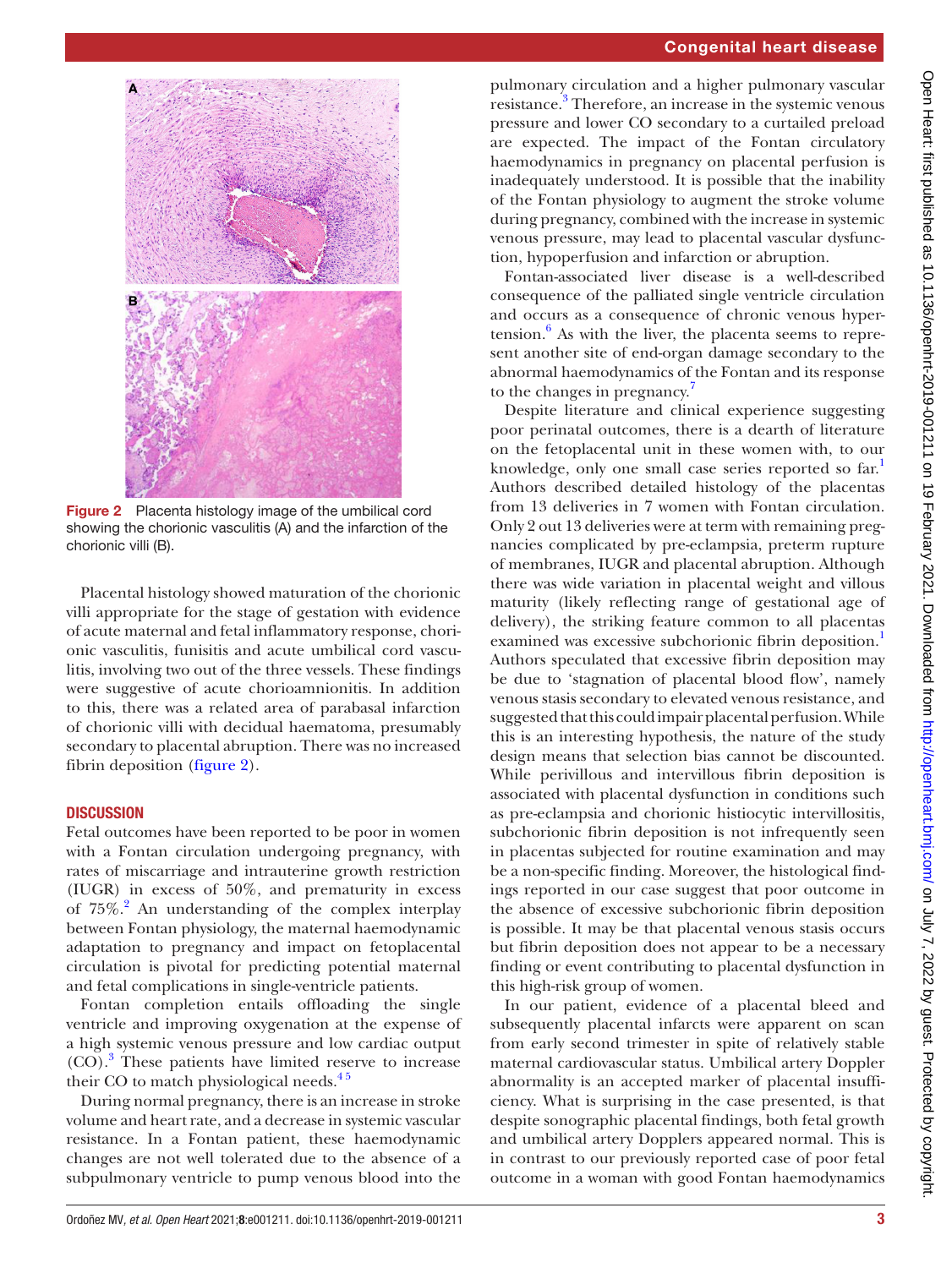Figure 2 Placenta histology image of the umbilical cord showing the chorionic vasculitis (A) and the infarction of the chorionic villi (B).

Placental histology showed maturation of the chorionic villi appropriate for the stage of gestation with evidence of acute maternal and fetal inflammatory response, chorionic vasculitis, funisitis and acute umbilical cord vasculitis, involving two out of the three vessels. These findings were suggestive of acute chorioamnionitis. In addition to this, there was a related area of parabasal infarction of chorionic villi with decidual haematoma, presumably secondary to placental abruption. There was no increased fibrin deposition (figure 2).

## DISCUSSION

Fetal outcomes have been reported to be poor in women with a Fontan circulation undergoing pregnancy, with rates of miscarriage and intrauterine growth restriction (IUGR) in excess of 50%, and prematurity in excess of 75%.[2] An understanding of the complex interplay between Fontan physiology, the maternal haemodynamic adaptation to pregnancy and impact on fetoplacental circulation is pivotal for predicting potential maternal and fetal complications in single-ventricle patients.

Fontan completion entails offloading the single ventricle and improving oxygenation at the expense of a high systemic venous pressure and low cardiac output (CO).[3] These patients have limited reserve to increase their CO to match physiological needs.[4,5]

During normal pregnancy, there is an increase in stroke volume and heart rate, and a decrease in systemic vascular resistance. In a Fontan patient, these haemodynamic changes are not well tolerated due to the absence of a subpulmonary ventricle to pump venous blood into the pulmonary circulation and a higher pulmonary vascular resistance.[3] Therefore, an increase in the systemic venous pressure and lower CO secondary to a curtailed preload are expected. The impact of the Fontan circulatory haemodynamics in pregnancy on placental perfusion is inadequately understood. It is possible that the inability of the Fontan physiology to augment the stroke volume during pregnancy, combined with the increase in systemic venous pressure, may lead to placental vascular dysfunction, hypoperfusion and infarction or abruption.

Fontan-associated liver disease is a well-described consequence of the palliated single ventricle circulation and occurs as a consequence of chronic venous hypertension.[6] As with the liver, the placenta seems to represent another site of end-organ damage secondary to the abnormal haemodynamics of the Fontan and its response to the changes in pregnancy.[7]

Despite literature and clinical experience suggesting poor perinatal outcomes, there is a dearth of literature on the fetoplacental unit in these women with, to our knowledge, only one small case series reported so far.[1] Authors described detailed histology of the placentas from 13 deliveries in 7 women with Fontan circulation. Only 2 out 13 deliveries were at term with remaining pregnancies complicated by pre-eclampsia, preterm rupture of membranes, IUGR and placental abruption. Although there was wide variation in placental weight and villous maturity (likely reflecting range of gestational age of delivery), the striking feature common to all placentas examined was excessive subchorionic fibrin deposition.[1] Authors speculated that excessive fibrin deposition may be due to 'stagnation of placental blood flow', namely venous stasis secondary to elevated venous resistance, and suggested that this could impair placental perfusion. While this is an interesting hypothesis, the nature of the study design means that selection bias cannot be discounted. While perivillous and intervillous fibrin deposition is associated with placental dysfunction in conditions such as pre-eclampsia and chorionic histiocytic intervillositis, subchorionic fibrin deposition is not infrequently seen in placentas subjected for routine examination and may be a non-specific finding. Moreover, the histological findings reported in our case suggest that poor outcome in the absence of excessive subchorionic fibrin deposition is possible. It may be that placental venous stasis occurs but fibrin deposition does not appear to be a necessary finding or event contributing to placental dysfunction in this high-risk group of women.

In our patient, evidence of a placental bleed and subsequently placental infarcts were apparent on scan from early second trimester in spite of relatively stable maternal cardiovascular status. Umbilical artery Doppler abnormality is an accepted marker of placental insufficiency. What is surprising in the case presented, is that despite sonographic placental findings, both fetal growth and umbilical artery Dopplers appeared normal. This is in contrast to our previously reported case of poor fetal outcome in a woman with good Fontan haemodynamics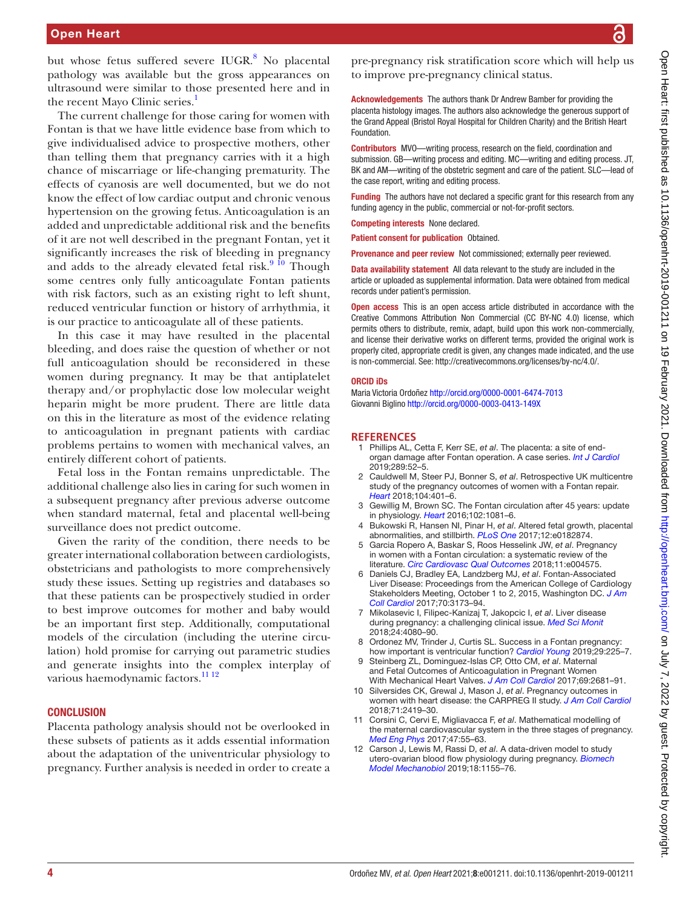but whose fetus suffered severe IUGR.[8] No placental pathology was available but the gross appearances on ultrasound were similar to those presented here and in the recent Mayo Clinic series.[1]

The current challenge for those caring for women with Fontan is that we have little evidence base from which to give individualised advice to prospective mothers, other than telling them that pregnancy carries with it a high chance of miscarriage or life-changing prematurity. The effects of cyanosis are well documented, but we do not know the effect of low cardiac output and chronic venous hypertension on the growing fetus. Anticoagulation is an added and unpredictable additional risk and the benefits of it are not well described in the pregnant Fontan, yet it significantly increases the risk of bleeding in pregnancy and adds to the already elevated fetal risk.[9 10] Though some centres only fully anticoagulate Fontan patients with risk factors, such as an existing right to left shunt, reduced ventricular function or history of arrhythmia, it is our practice to anticoagulate all of these patients.

In this case it may have resulted in the placental bleeding, and does raise the question of whether or not full anticoagulation should be reconsidered in these women during pregnancy. It may be that antiplatelet therapy and/or prophylactic dose low molecular weight heparin might be more prudent. There are little data on this in the literature as most of the evidence relating to anticoagulation in pregnant patients with cardiac problems pertains to women with mechanical valves, an entirely different cohort of patients.

Fetal loss in the Fontan remains unpredictable. The additional challenge also lies in caring for such women in a subsequent pregnancy after previous adverse outcome when standard maternal, fetal and placental well-being surveillance does not predict outcome.

Given the rarity of the condition, there needs to be greater international collaboration between cardiologists, obstetricians and pathologists to more comprehensively study these issues. Setting up registries and databases so that these patients can be prospectively studied in order to best improve outcomes for mother and baby would be an important first step. Additionally, computational models of the circulation (including the uterine circulation) hold promise for carrying out parametric studies and generate insights into the complex interplay of various haemodynamic factors.[11 12]

## CONCLUSION

Placenta pathology analysis should not be overlooked in these subsets of patients as it adds essential information about the adaptation of the univentricular physiology to pregnancy. Further analysis is needed in order to create a pre-pregnancy risk stratification score which will help us to improve pre-pregnancy clinical status.

**Acknowledgements** The authors thank Dr Andrew Bamber for providing the placenta histology images. The authors also acknowledge the generous support of the Grand Appeal (Bristol Royal Hospital for Children Charity) and the British Heart Foundation.

**Contributors** MVO—writing process, research on the field, coordination and submission. GB—writing process and editing. MC—writing and editing process. JT, BK and AM—writing of the obstetric segment and care of the patient. SLC—lead of the case report, writing and editing process.

**Funding** The authors have not declared a specific grant for this research from any funding agency in the public, commercial or not-for-profit sectors.

**Competing interests** None declared.

**Patient consent for publication** Obtained.

**Provenance and peer review** Not commissioned; externally peer reviewed.

**Data availability statement** All data relevant to the study are included in the article or uploaded as supplemental information. Data were obtained from medical records under patient's permission.

**Open access** This is an open access article distributed in accordance with the Creative Commons Attribution Non Commercial (CC BY-NC 4.0) license, which permits others to distribute, remix, adapt, build upon this work non-commercially, and license their derivative works on different terms, provided the original work is properly cited, appropriate credit is given, any changes made indicated, and the use is non-commercial. See: http://creativecommons.org/licenses/by-nc/4.0/.

**ORCID iDs**

Maria Victoria Ordoñez http://orcid.org/0000-0001-6474-7013
Giovanni Biglino http://orcid.org/0000-0003-0413-149X

## REFERENCES

1. Phillips AL, Cetta F, Kerr SE, *et al*. The placenta: a site of end-organ damage after Fontan operation. A case series. *Int J Cardiol* 2019;289:52–5.
2. Cauldwell M, Steer PJ, Bonner S, *et al*. Retrospective UK multicentre study of the pregnancy outcomes of women with a Fontan repair. *Heart* 2018;104:401–6.
3. Gewillig M, Brown SC. The Fontan circulation after 45 years: update in physiology. *Heart* 2016;102:1081–6.
4. Bukowski R, Hansen NI, Pinar H, *et al*. Altered fetal growth, placental abnormalities, and stillbirth. *PLoS One* 2017;12:e0182874.
5. Garcia Ropero A, Baskar S, Roos Hesselink JW, *et al*. Pregnancy in women with a Fontan circulation: a systematic review of the literature. *Circ Cardiovasc Qual Outcomes* 2018;11:e004575.
6. Daniels CJ, Bradley EA, Landzberg MJ, *et al*. Fontan-Associated Liver Disease: Proceedings from the American College of Cardiology Stakeholders Meeting, October 1 to 2, 2015, Washington DC. *J Am Coll Cardiol* 2017;70:3173–94.
7. Mikolasevic I, Filipec-Kanizaj T, Jakopcic I, *et al*. Liver disease during pregnancy: a challenging clinical issue. *Med Sci Monit* 2018;24:4080–90.
8. Ordonez MV, Trinder J, Curtis SL. Success in a Fontan pregnancy: how important is ventricular function? *Cardiol Young* 2019;29:225–7.
9. Steinberg ZL, Dominguez-Islas CP, Otto CM, *et al*. Maternal and Fetal Outcomes of Anticoagulation in Pregnant Women With Mechanical Heart Valves. *J Am Coll Cardiol* 2017;69:2681–91.
10. Silversides CK, Grewal J, Mason J, *et al*. Pregnancy outcomes in women with heart disease: the CARPREG II study. *J Am Coll Cardiol* 2018;71:2419–30.
11. Corsini C, Cervi E, Migliavacca F, *et al*. Mathematical modelling of the maternal cardiovascular system in the three stages of pregnancy. *Med Eng Phys* 2017;47:55–63.
12. Carson J, Lewis M, Rassi D, *et al*. A data-driven model to study utero-ovarian blood flow physiology during pregnancy. *Biomech Model Mechanobiol* 2019;18:1155–76.